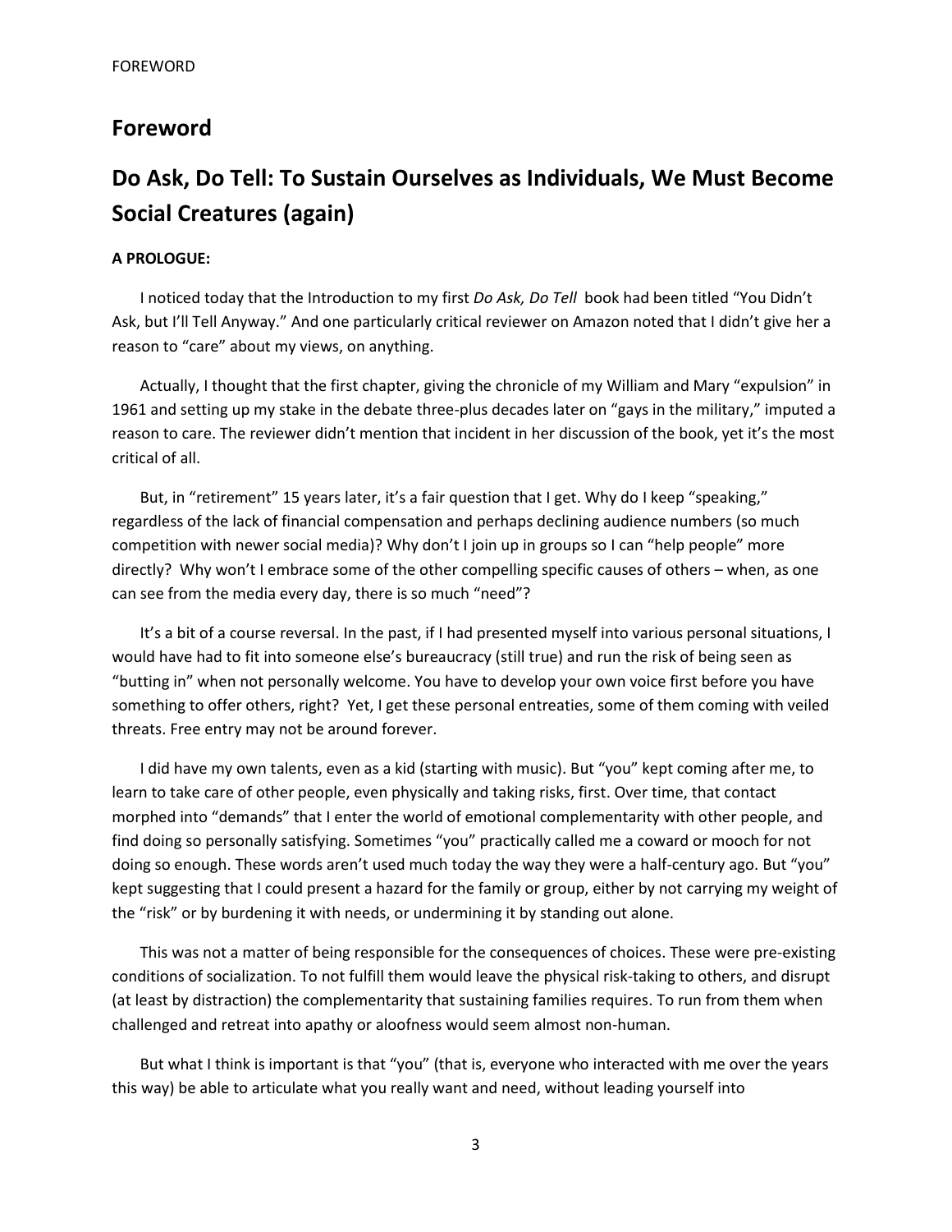## Foreword

## Do Ask, Do Tell: To Sustain Ourselves as Individuals, We Must Become Social Creatures (again)

**A PROLOGUE:**

I noticed today that the Introduction to my first *Do Ask, Do Tell* book had been titled "You Didn't Ask, but I'll Tell Anyway." And one particularly critical reviewer on Amazon noted that I didn't give her a reason to "care" about my views, on anything.

Actually, I thought that the first chapter, giving the chronicle of my William and Mary "expulsion" in 1961 and setting up my stake in the debate three-plus decades later on "gays in the military," imputed a reason to care. The reviewer didn't mention that incident in her discussion of the book, yet it's the most critical of all.

But, in "retirement" 15 years later, it's a fair question that I get. Why do I keep "speaking," regardless of the lack of financial compensation and perhaps declining audience numbers (so much competition with newer social media)? Why don't I join up in groups so I can "help people" more directly? Why won't I embrace some of the other compelling specific causes of others – when, as one can see from the media every day, there is so much "need"?

It's a bit of a course reversal. In the past, if I had presented myself into various personal situations, I would have had to fit into someone else's bureaucracy (still true) and run the risk of being seen as "butting in" when not personally welcome. You have to develop your own voice first before you have something to offer others, right? Yet, I get these personal entreaties, some of them coming with veiled threats. Free entry may not be around forever.

I did have my own talents, even as a kid (starting with music). But "you" kept coming after me, to learn to take care of other people, even physically and taking risks, first. Over time, that contact morphed into "demands" that I enter the world of emotional complementarity with other people, and find doing so personally satisfying. Sometimes "you" practically called me a coward or mooch for not doing so enough. These words aren't used much today the way they were a half-century ago. But "you" kept suggesting that I could present a hazard for the family or group, either by not carrying my weight of the "risk" or by burdening it with needs, or undermining it by standing out alone.

This was not a matter of being responsible for the consequences of choices. These were pre-existing conditions of socialization. To not fulfill them would leave the physical risk-taking to others, and disrupt (at least by distraction) the complementarity that sustaining families requires. To run from them when challenged and retreat into apathy or aloofness would seem almost non-human.

But what I think is important is that "you" (that is, everyone who interacted with me over the years this way) be able to articulate what you really want and need, without leading yourself into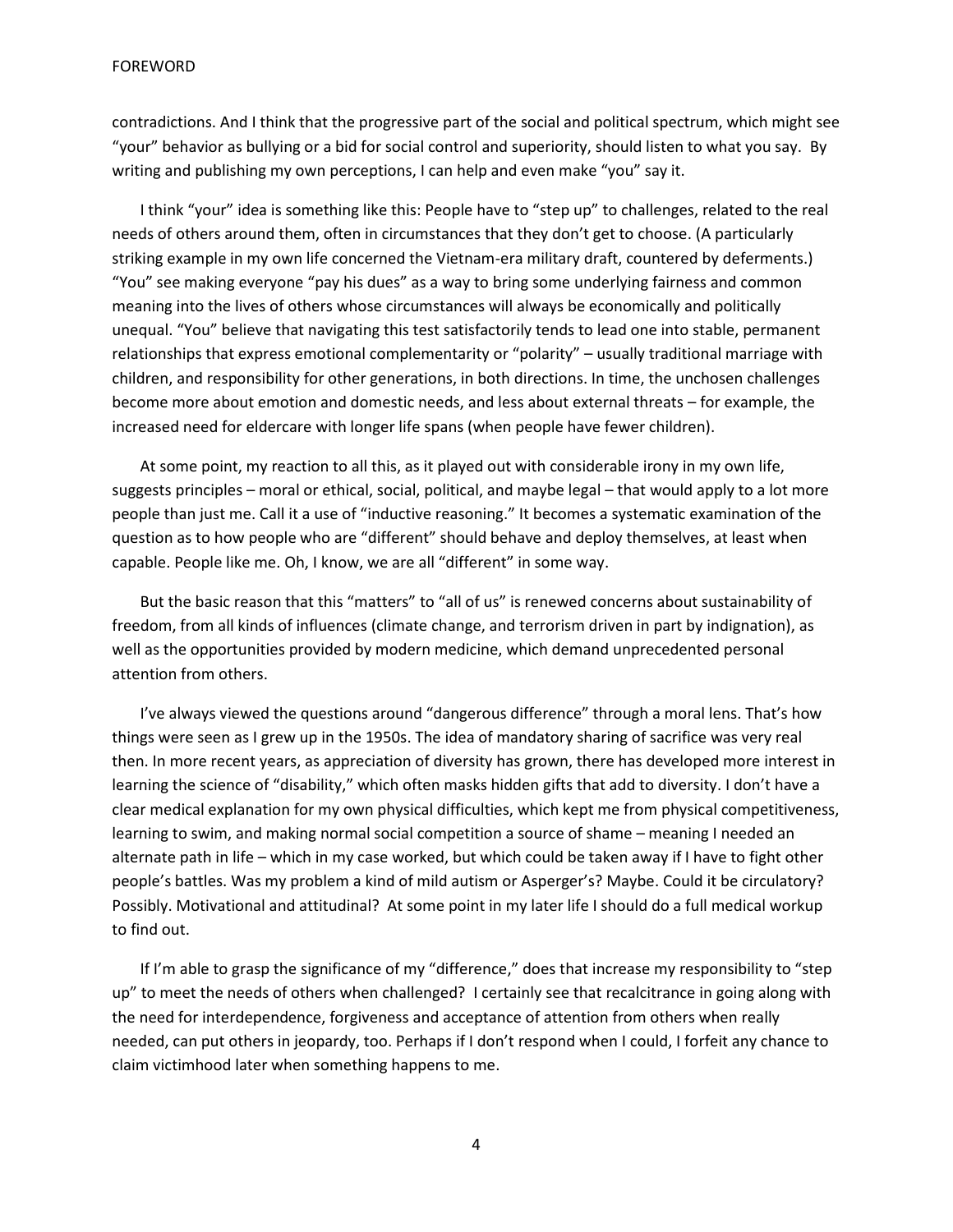contradictions. And I think that the progressive part of the social and political spectrum, which might see "your" behavior as bullying or a bid for social control and superiority, should listen to what you say. By writing and publishing my own perceptions, I can help and even make "you" say it.

I think "your" idea is something like this: People have to "step up" to challenges, related to the real needs of others around them, often in circumstances that they don't get to choose. (A particularly striking example in my own life concerned the Vietnam-era military draft, countered by deferments.) "You" see making everyone "pay his dues" as a way to bring some underlying fairness and common meaning into the lives of others whose circumstances will always be economically and politically unequal. "You" believe that navigating this test satisfactorily tends to lead one into stable, permanent relationships that express emotional complementarity or "polarity" – usually traditional marriage with children, and responsibility for other generations, in both directions. In time, the unchosen challenges become more about emotion and domestic needs, and less about external threats – for example, the increased need for eldercare with longer life spans (when people have fewer children).

At some point, my reaction to all this, as it played out with considerable irony in my own life, suggests principles – moral or ethical, social, political, and maybe legal – that would apply to a lot more people than just me. Call it a use of "inductive reasoning." It becomes a systematic examination of the question as to how people who are "different" should behave and deploy themselves, at least when capable. People like me. Oh, I know, we are all "different" in some way.

But the basic reason that this "matters" to "all of us" is renewed concerns about sustainability of freedom, from all kinds of influences (climate change, and terrorism driven in part by indignation), as well as the opportunities provided by modern medicine, which demand unprecedented personal attention from others.

I've always viewed the questions around "dangerous difference" through a moral lens. That's how things were seen as I grew up in the 1950s. The idea of mandatory sharing of sacrifice was very real then. In more recent years, as appreciation of diversity has grown, there has developed more interest in learning the science of "disability," which often masks hidden gifts that add to diversity. I don't have a clear medical explanation for my own physical difficulties, which kept me from physical competitiveness, learning to swim, and making normal social competition a source of shame – meaning I needed an alternate path in life – which in my case worked, but which could be taken away if I have to fight other people's battles. Was my problem a kind of mild autism or Asperger's? Maybe. Could it be circulatory? Possibly. Motivational and attitudinal? At some point in my later life I should do a full medical workup to find out.

If I'm able to grasp the significance of my "difference," does that increase my responsibility to "step up" to meet the needs of others when challenged? I certainly see that recalcitrance in going along with the need for interdependence, forgiveness and acceptance of attention from others when really needed, can put others in jeopardy, too. Perhaps if I don't respond when I could, I forfeit any chance to claim victimhood later when something happens to me.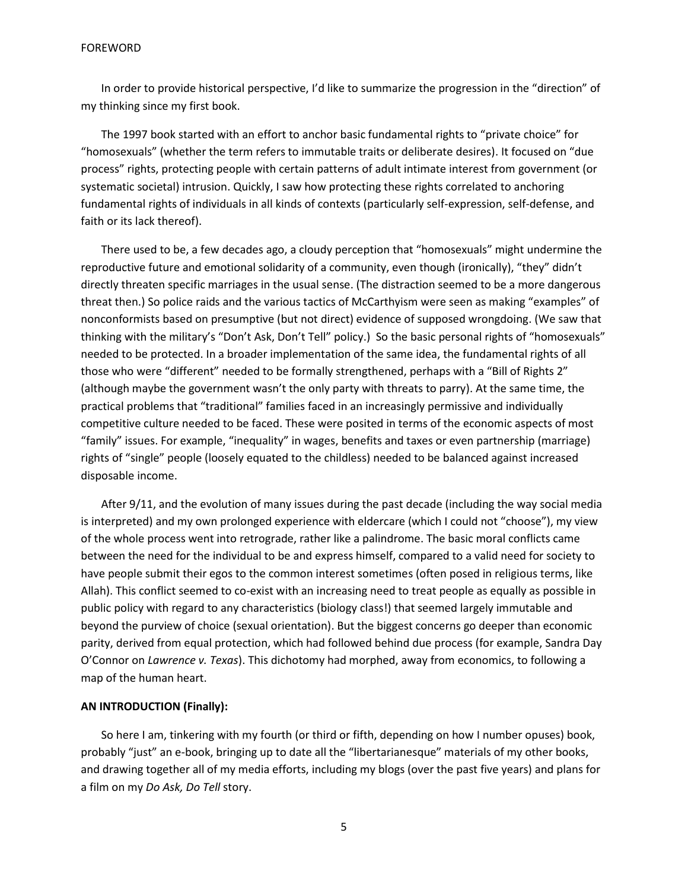FOREWORD

In order to provide historical perspective, I'd like to summarize the progression in the "direction" of my thinking since my first book.

The 1997 book started with an effort to anchor basic fundamental rights to "private choice" for "homosexuals" (whether the term refers to immutable traits or deliberate desires). It focused on "due process" rights, protecting people with certain patterns of adult intimate interest from government (or systematic societal) intrusion. Quickly, I saw how protecting these rights correlated to anchoring fundamental rights of individuals in all kinds of contexts (particularly self-expression, self-defense, and faith or its lack thereof).

There used to be, a few decades ago, a cloudy perception that "homosexuals" might undermine the reproductive future and emotional solidarity of a community, even though (ironically), "they" didn't directly threaten specific marriages in the usual sense. (The distraction seemed to be a more dangerous threat then.) So police raids and the various tactics of McCarthyism were seen as making "examples" of nonconformists based on presumptive (but not direct) evidence of supposed wrongdoing. (We saw that thinking with the military's "Don't Ask, Don't Tell" policy.) So the basic personal rights of "homosexuals" needed to be protected. In a broader implementation of the same idea, the fundamental rights of all those who were "different" needed to be formally strengthened, perhaps with a "Bill of Rights 2" (although maybe the government wasn't the only party with threats to parry). At the same time, the practical problems that "traditional" families faced in an increasingly permissive and individually competitive culture needed to be faced. These were posited in terms of the economic aspects of most "family" issues. For example, "inequality" in wages, benefits and taxes or even partnership (marriage) rights of "single" people (loosely equated to the childless) needed to be balanced against increased disposable income.

After 9/11, and the evolution of many issues during the past decade (including the way social media is interpreted) and my own prolonged experience with eldercare (which I could not "choose"), my view of the whole process went into retrograde, rather like a palindrome. The basic moral conflicts came between the need for the individual to be and express himself, compared to a valid need for society to have people submit their egos to the common interest sometimes (often posed in religious terms, like Allah). This conflict seemed to co-exist with an increasing need to treat people as equally as possible in public policy with regard to any characteristics (biology class!) that seemed largely immutable and beyond the purview of choice (sexual orientation). But the biggest concerns go deeper than economic parity, derived from equal protection, which had followed behind due process (for example, Sandra Day O'Connor on *Lawrence v. Texas*). This dichotomy had morphed, away from economics, to following a map of the human heart.

**AN INTRODUCTION (Finally):**

So here I am, tinkering with my fourth (or third or fifth, depending on how I number opuses) book, probably "just" an e-book, bringing up to date all the "libertarianesque" materials of my other books, and drawing together all of my media efforts, including my blogs (over the past five years) and plans for a film on my *Do Ask, Do Tell* story.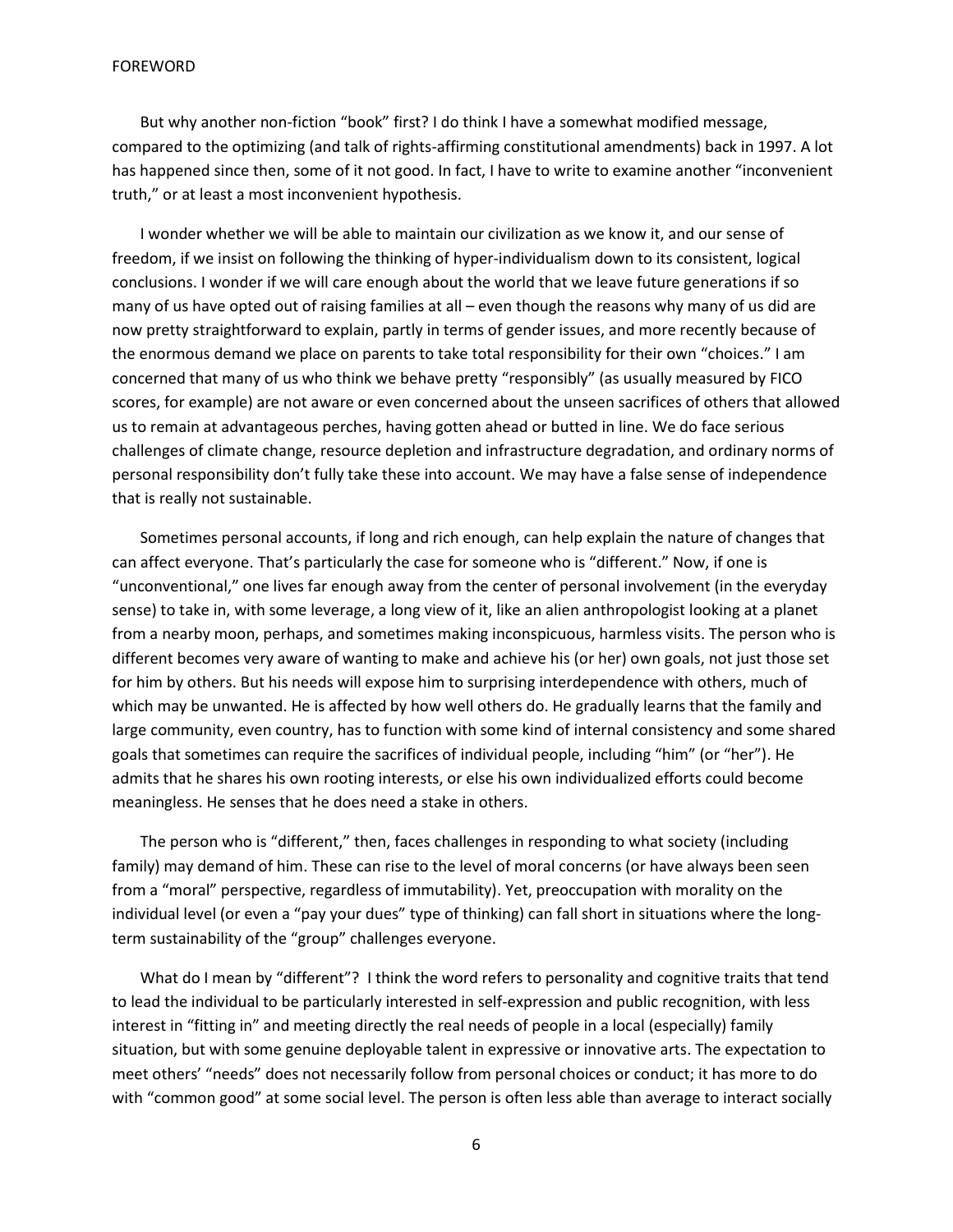But why another non-fiction "book" first? I do think I have a somewhat modified message, compared to the optimizing (and talk of rights-affirming constitutional amendments) back in 1997. A lot has happened since then, some of it not good. In fact, I have to write to examine another "inconvenient truth," or at least a most inconvenient hypothesis.

I wonder whether we will be able to maintain our civilization as we know it, and our sense of freedom, if we insist on following the thinking of hyper-individualism down to its consistent, logical conclusions. I wonder if we will care enough about the world that we leave future generations if so many of us have opted out of raising families at all – even though the reasons why many of us did are now pretty straightforward to explain, partly in terms of gender issues, and more recently because of the enormous demand we place on parents to take total responsibility for their own "choices." I am concerned that many of us who think we behave pretty "responsibly" (as usually measured by FICO scores, for example) are not aware or even concerned about the unseen sacrifices of others that allowed us to remain at advantageous perches, having gotten ahead or butted in line. We do face serious challenges of climate change, resource depletion and infrastructure degradation, and ordinary norms of personal responsibility don't fully take these into account. We may have a false sense of independence that is really not sustainable.

Sometimes personal accounts, if long and rich enough, can help explain the nature of changes that can affect everyone. That's particularly the case for someone who is "different." Now, if one is "unconventional," one lives far enough away from the center of personal involvement (in the everyday sense) to take in, with some leverage, a long view of it, like an alien anthropologist looking at a planet from a nearby moon, perhaps, and sometimes making inconspicuous, harmless visits. The person who is different becomes very aware of wanting to make and achieve his (or her) own goals, not just those set for him by others. But his needs will expose him to surprising interdependence with others, much of which may be unwanted. He is affected by how well others do. He gradually learns that the family and large community, even country, has to function with some kind of internal consistency and some shared goals that sometimes can require the sacrifices of individual people, including "him" (or "her"). He admits that he shares his own rooting interests, or else his own individualized efforts could become meaningless. He senses that he does need a stake in others.

The person who is "different," then, faces challenges in responding to what society (including family) may demand of him. These can rise to the level of moral concerns (or have always been seen from a "moral" perspective, regardless of immutability). Yet, preoccupation with morality on the individual level (or even a "pay your dues" type of thinking) can fall short in situations where the long-term sustainability of the "group" challenges everyone.

What do I mean by "different"? I think the word refers to personality and cognitive traits that tend to lead the individual to be particularly interested in self-expression and public recognition, with less interest in "fitting in" and meeting directly the real needs of people in a local (especially) family situation, but with some genuine deployable talent in expressive or innovative arts. The expectation to meet others' "needs" does not necessarily follow from personal choices or conduct; it has more to do with "common good" at some social level. The person is often less able than average to interact socially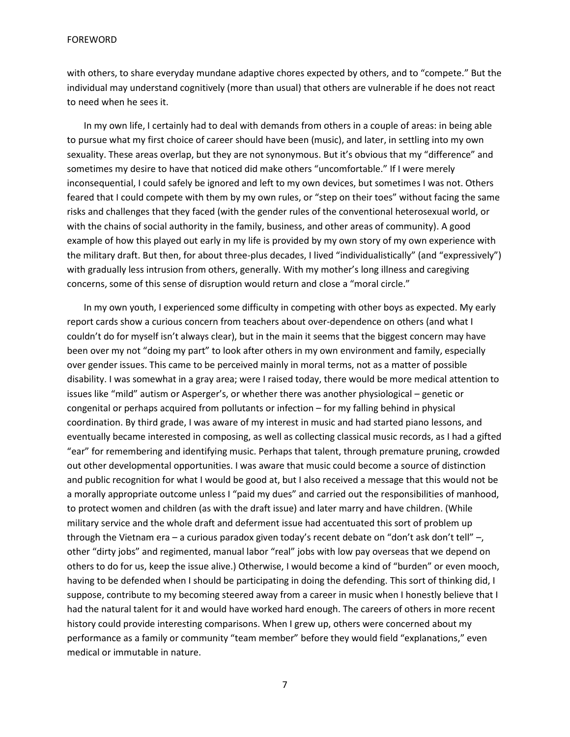with others, to share everyday mundane adaptive chores expected by others, and to "compete." But the individual may understand cognitively (more than usual) that others are vulnerable if he does not react to need when he sees it.

In my own life, I certainly had to deal with demands from others in a couple of areas: in being able to pursue what my first choice of career should have been (music), and later, in settling into my own sexuality. These areas overlap, but they are not synonymous. But it's obvious that my "difference" and sometimes my desire to have that noticed did make others "uncomfortable." If I were merely inconsequential, I could safely be ignored and left to my own devices, but sometimes I was not. Others feared that I could compete with them by my own rules, or "step on their toes" without facing the same risks and challenges that they faced (with the gender rules of the conventional heterosexual world, or with the chains of social authority in the family, business, and other areas of community). A good example of how this played out early in my life is provided by my own story of my own experience with the military draft. But then, for about three-plus decades, I lived "individualistically" (and "expressively") with gradually less intrusion from others, generally. With my mother's long illness and caregiving concerns, some of this sense of disruption would return and close a "moral circle."

In my own youth, I experienced some difficulty in competing with other boys as expected. My early report cards show a curious concern from teachers about over-dependence on others (and what I couldn't do for myself isn't always clear), but in the main it seems that the biggest concern may have been over my not "doing my part" to look after others in my own environment and family, especially over gender issues. This came to be perceived mainly in moral terms, not as a matter of possible disability. I was somewhat in a gray area; were I raised today, there would be more medical attention to issues like "mild" autism or Asperger's, or whether there was another physiological – genetic or congenital or perhaps acquired from pollutants or infection – for my falling behind in physical coordination. By third grade, I was aware of my interest in music and had started piano lessons, and eventually became interested in composing, as well as collecting classical music records, as I had a gifted "ear" for remembering and identifying music. Perhaps that talent, through premature pruning, crowded out other developmental opportunities. I was aware that music could become a source of distinction and public recognition for what I would be good at, but I also received a message that this would not be a morally appropriate outcome unless I "paid my dues" and carried out the responsibilities of manhood, to protect women and children (as with the draft issue) and later marry and have children. (While military service and the whole draft and deferment issue had accentuated this sort of problem up through the Vietnam era – a curious paradox given today's recent debate on "don't ask don't tell" –, other "dirty jobs" and regimented, manual labor "real" jobs with low pay overseas that we depend on others to do for us, keep the issue alive.) Otherwise, I would become a kind of "burden" or even mooch, having to be defended when I should be participating in doing the defending. This sort of thinking did, I suppose, contribute to my becoming steered away from a career in music when I honestly believe that I had the natural talent for it and would have worked hard enough. The careers of others in more recent history could provide interesting comparisons. When I grew up, others were concerned about my performance as a family or community "team member" before they would field "explanations," even medical or immutable in nature.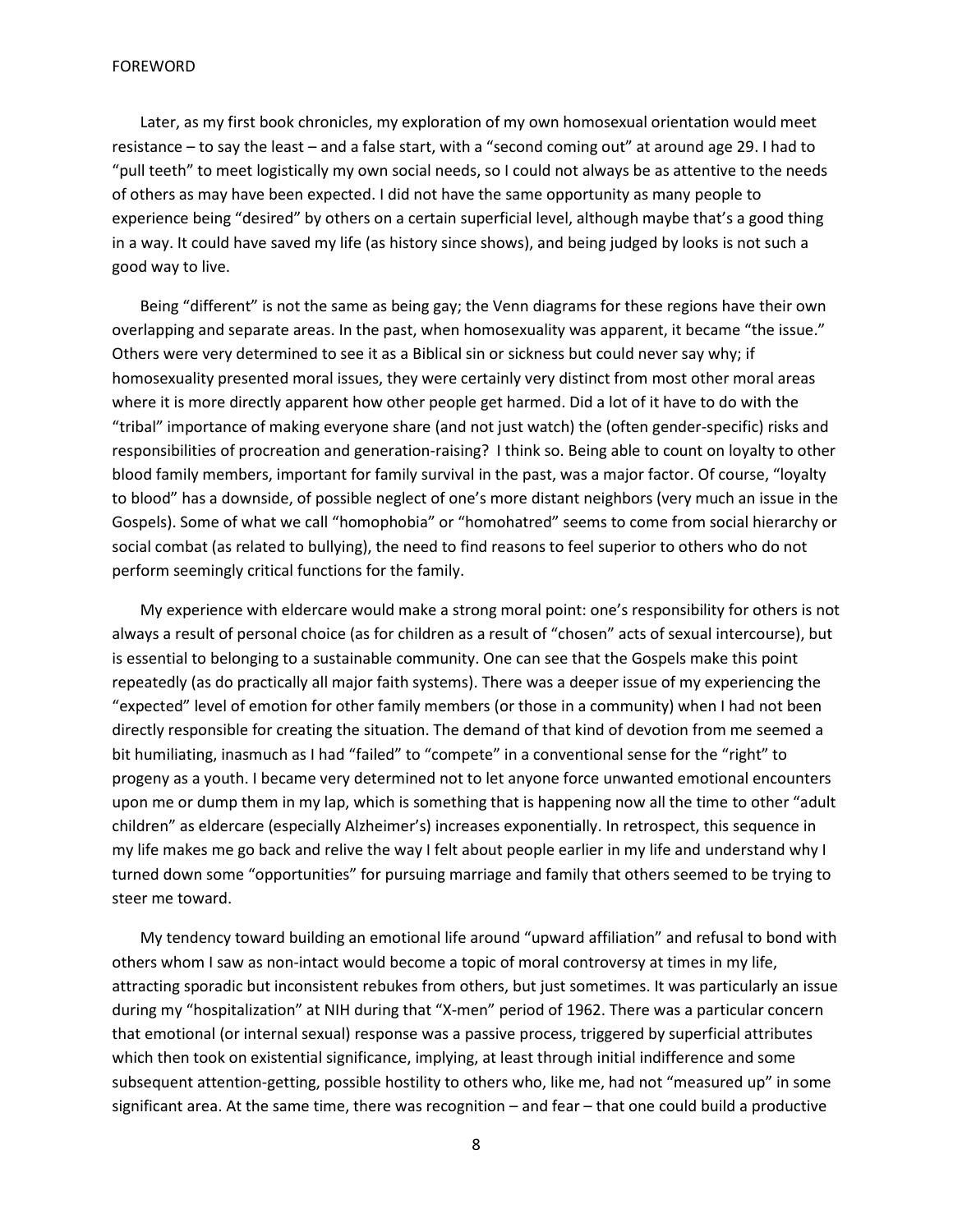Later, as my first book chronicles, my exploration of my own homosexual orientation would meet resistance – to say the least – and a false start, with a "second coming out" at around age 29. I had to "pull teeth" to meet logistically my own social needs, so I could not always be as attentive to the needs of others as may have been expected. I did not have the same opportunity as many people to experience being "desired" by others on a certain superficial level, although maybe that's a good thing in a way. It could have saved my life (as history since shows), and being judged by looks is not such a good way to live.

Being "different" is not the same as being gay; the Venn diagrams for these regions have their own overlapping and separate areas. In the past, when homosexuality was apparent, it became "the issue." Others were very determined to see it as a Biblical sin or sickness but could never say why; if homosexuality presented moral issues, they were certainly very distinct from most other moral areas where it is more directly apparent how other people get harmed. Did a lot of it have to do with the "tribal" importance of making everyone share (and not just watch) the (often gender-specific) risks and responsibilities of procreation and generation-raising? I think so. Being able to count on loyalty to other blood family members, important for family survival in the past, was a major factor. Of course, "loyalty to blood" has a downside, of possible neglect of one's more distant neighbors (very much an issue in the Gospels). Some of what we call "homophobia" or "homohatred" seems to come from social hierarchy or social combat (as related to bullying), the need to find reasons to feel superior to others who do not perform seemingly critical functions for the family.

My experience with eldercare would make a strong moral point: one's responsibility for others is not always a result of personal choice (as for children as a result of "chosen" acts of sexual intercourse), but is essential to belonging to a sustainable community. One can see that the Gospels make this point repeatedly (as do practically all major faith systems). There was a deeper issue of my experiencing the "expected" level of emotion for other family members (or those in a community) when I had not been directly responsible for creating the situation. The demand of that kind of devotion from me seemed a bit humiliating, inasmuch as I had "failed" to "compete" in a conventional sense for the "right" to progeny as a youth. I became very determined not to let anyone force unwanted emotional encounters upon me or dump them in my lap, which is something that is happening now all the time to other "adult children" as eldercare (especially Alzheimer's) increases exponentially. In retrospect, this sequence in my life makes me go back and relive the way I felt about people earlier in my life and understand why I turned down some "opportunities" for pursuing marriage and family that others seemed to be trying to steer me toward.

My tendency toward building an emotional life around "upward affiliation" and refusal to bond with others whom I saw as non-intact would become a topic of moral controversy at times in my life, attracting sporadic but inconsistent rebukes from others, but just sometimes. It was particularly an issue during my "hospitalization" at NIH during that "X-men" period of 1962. There was a particular concern that emotional (or internal sexual) response was a passive process, triggered by superficial attributes which then took on existential significance, implying, at least through initial indifference and some subsequent attention-getting, possible hostility to others who, like me, had not "measured up" in some significant area. At the same time, there was recognition – and fear – that one could build a productive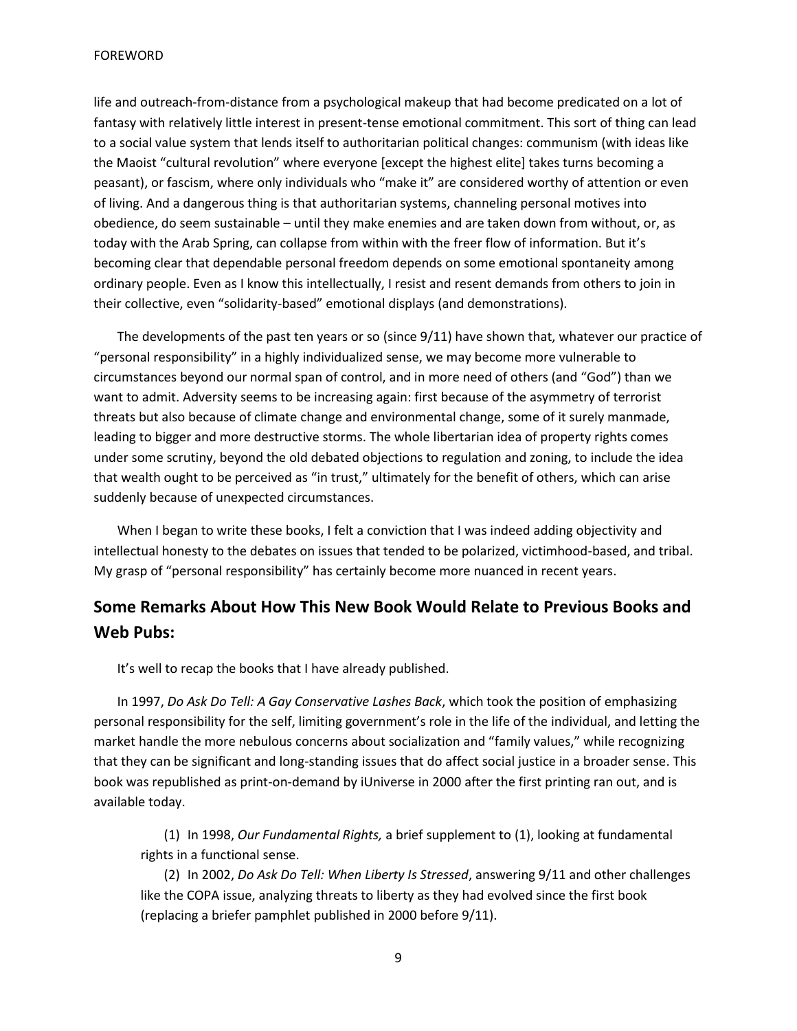life and outreach-from-distance from a psychological makeup that had become predicated on a lot of fantasy with relatively little interest in present-tense emotional commitment. This sort of thing can lead to a social value system that lends itself to authoritarian political changes: communism (with ideas like the Maoist "cultural revolution" where everyone [except the highest elite] takes turns becoming a peasant), or fascism, where only individuals who "make it" are considered worthy of attention or even of living. And a dangerous thing is that authoritarian systems, channeling personal motives into obedience, do seem sustainable – until they make enemies and are taken down from without, or, as today with the Arab Spring, can collapse from within with the freer flow of information. But it's becoming clear that dependable personal freedom depends on some emotional spontaneity among ordinary people. Even as I know this intellectually, I resist and resent demands from others to join in their collective, even "solidarity-based" emotional displays (and demonstrations).

The developments of the past ten years or so (since 9/11) have shown that, whatever our practice of "personal responsibility" in a highly individualized sense, we may become more vulnerable to circumstances beyond our normal span of control, and in more need of others (and "God") than we want to admit. Adversity seems to be increasing again: first because of the asymmetry of terrorist threats but also because of climate change and environmental change, some of it surely manmade, leading to bigger and more destructive storms. The whole libertarian idea of property rights comes under some scrutiny, beyond the old debated objections to regulation and zoning, to include the idea that wealth ought to be perceived as "in trust," ultimately for the benefit of others, which can arise suddenly because of unexpected circumstances.

When I began to write these books, I felt a conviction that I was indeed adding objectivity and intellectual honesty to the debates on issues that tended to be polarized, victimhood-based, and tribal. My grasp of "personal responsibility" has certainly become more nuanced in recent years.

## Some Remarks About How This New Book Would Relate to Previous Books and Web Pubs:

It's well to recap the books that I have already published.

In 1997, *Do Ask Do Tell: A Gay Conservative Lashes Back*, which took the position of emphasizing personal responsibility for the self, limiting government's role in the life of the individual, and letting the market handle the more nebulous concerns about socialization and "family values," while recognizing that they can be significant and long-standing issues that do affect social justice in a broader sense. This book was republished as print-on-demand by iUniverse in 2000 after the first printing ran out, and is available today.

(1) In 1998, *Our Fundamental Rights,* a brief supplement to (1), looking at fundamental rights in a functional sense.

(2) In 2002, *Do Ask Do Tell: When Liberty Is Stressed*, answering 9/11 and other challenges like the COPA issue, analyzing threats to liberty as they had evolved since the first book (replacing a briefer pamphlet published in 2000 before 9/11).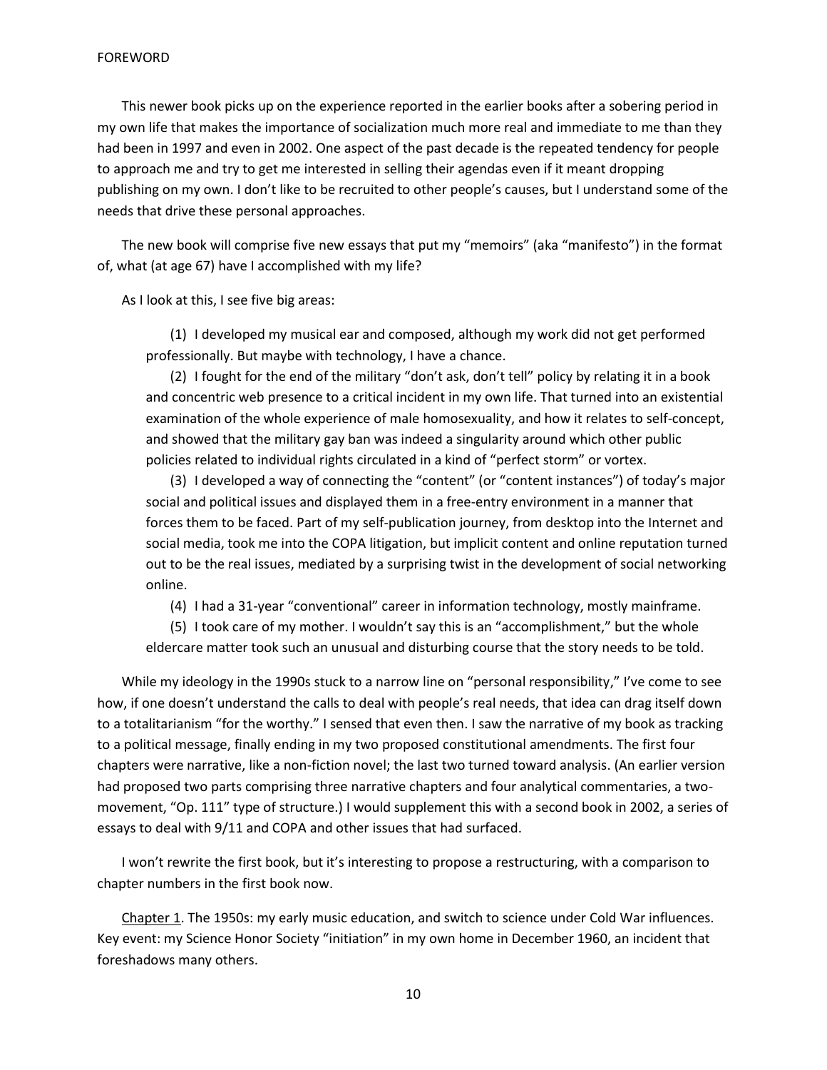This newer book picks up on the experience reported in the earlier books after a sobering period in my own life that makes the importance of socialization much more real and immediate to me than they had been in 1997 and even in 2002. One aspect of the past decade is the repeated tendency for people to approach me and try to get me interested in selling their agendas even if it meant dropping publishing on my own. I don't like to be recruited to other people's causes, but I understand some of the needs that drive these personal approaches.

The new book will comprise five new essays that put my "memoirs" (aka "manifesto") in the format of, what (at age 67) have I accomplished with my life?

As I look at this, I see five big areas:

(1) I developed my musical ear and composed, although my work did not get performed professionally. But maybe with technology, I have a chance.

(2) I fought for the end of the military "don't ask, don't tell" policy by relating it in a book and concentric web presence to a critical incident in my own life. That turned into an existential examination of the whole experience of male homosexuality, and how it relates to self-concept, and showed that the military gay ban was indeed a singularity around which other public policies related to individual rights circulated in a kind of "perfect storm" or vortex.

(3) I developed a way of connecting the "content" (or "content instances") of today's major social and political issues and displayed them in a free-entry environment in a manner that forces them to be faced. Part of my self-publication journey, from desktop into the Internet and social media, took me into the COPA litigation, but implicit content and online reputation turned out to be the real issues, mediated by a surprising twist in the development of social networking online.

(4) I had a 31-year "conventional" career in information technology, mostly mainframe.

(5) I took care of my mother. I wouldn't say this is an "accomplishment," but the whole eldercare matter took such an unusual and disturbing course that the story needs to be told.

While my ideology in the 1990s stuck to a narrow line on "personal responsibility," I've come to see how, if one doesn't understand the calls to deal with people's real needs, that idea can drag itself down to a totalitarianism "for the worthy." I sensed that even then. I saw the narrative of my book as tracking to a political message, finally ending in my two proposed constitutional amendments. The first four chapters were narrative, like a non-fiction novel; the last two turned toward analysis. (An earlier version had proposed two parts comprising three narrative chapters and four analytical commentaries, a two-movement, "Op. 111" type of structure.) I would supplement this with a second book in 2002, a series of essays to deal with 9/11 and COPA and other issues that had surfaced.

I won't rewrite the first book, but it's interesting to propose a restructuring, with a comparison to chapter numbers in the first book now.

Chapter 1. The 1950s: my early music education, and switch to science under Cold War influences. Key event: my Science Honor Society "initiation" in my own home in December 1960, an incident that foreshadows many others.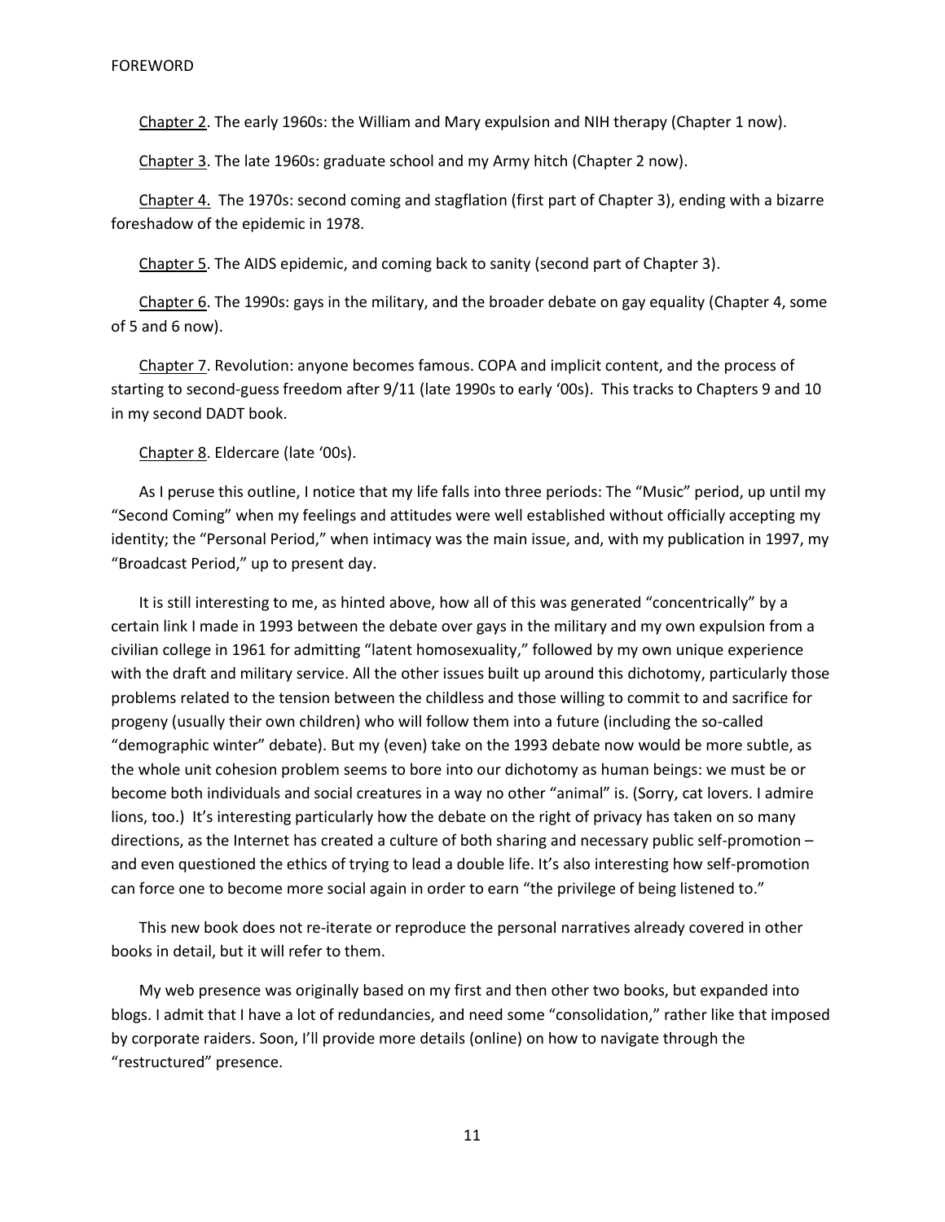Chapter 2. The early 1960s: the William and Mary expulsion and NIH therapy (Chapter 1 now).

Chapter 3. The late 1960s: graduate school and my Army hitch (Chapter 2 now).

Chapter 4. The 1970s: second coming and stagflation (first part of Chapter 3), ending with a bizarre foreshadow of the epidemic in 1978.

Chapter 5. The AIDS epidemic, and coming back to sanity (second part of Chapter 3).

Chapter 6. The 1990s: gays in the military, and the broader debate on gay equality (Chapter 4, some of 5 and 6 now).

Chapter 7. Revolution: anyone becomes famous. COPA and implicit content, and the process of starting to second-guess freedom after 9/11 (late 1990s to early '00s). This tracks to Chapters 9 and 10 in my second DADT book.

Chapter 8. Eldercare (late '00s).

As I peruse this outline, I notice that my life falls into three periods: The "Music" period, up until my "Second Coming" when my feelings and attitudes were well established without officially accepting my identity; the "Personal Period," when intimacy was the main issue, and, with my publication in 1997, my "Broadcast Period," up to present day.

It is still interesting to me, as hinted above, how all of this was generated "concentrically" by a certain link I made in 1993 between the debate over gays in the military and my own expulsion from a civilian college in 1961 for admitting "latent homosexuality," followed by my own unique experience with the draft and military service. All the other issues built up around this dichotomy, particularly those problems related to the tension between the childless and those willing to commit to and sacrifice for progeny (usually their own children) who will follow them into a future (including the so-called "demographic winter" debate). But my (even) take on the 1993 debate now would be more subtle, as the whole unit cohesion problem seems to bore into our dichotomy as human beings: we must be or become both individuals and social creatures in a way no other "animal" is. (Sorry, cat lovers. I admire lions, too.) It's interesting particularly how the debate on the right of privacy has taken on so many directions, as the Internet has created a culture of both sharing and necessary public self-promotion – and even questioned the ethics of trying to lead a double life. It's also interesting how self-promotion can force one to become more social again in order to earn "the privilege of being listened to."

This new book does not re-iterate or reproduce the personal narratives already covered in other books in detail, but it will refer to them.

My web presence was originally based on my first and then other two books, but expanded into blogs. I admit that I have a lot of redundancies, and need some "consolidation," rather like that imposed by corporate raiders. Soon, I'll provide more details (online) on how to navigate through the "restructured" presence.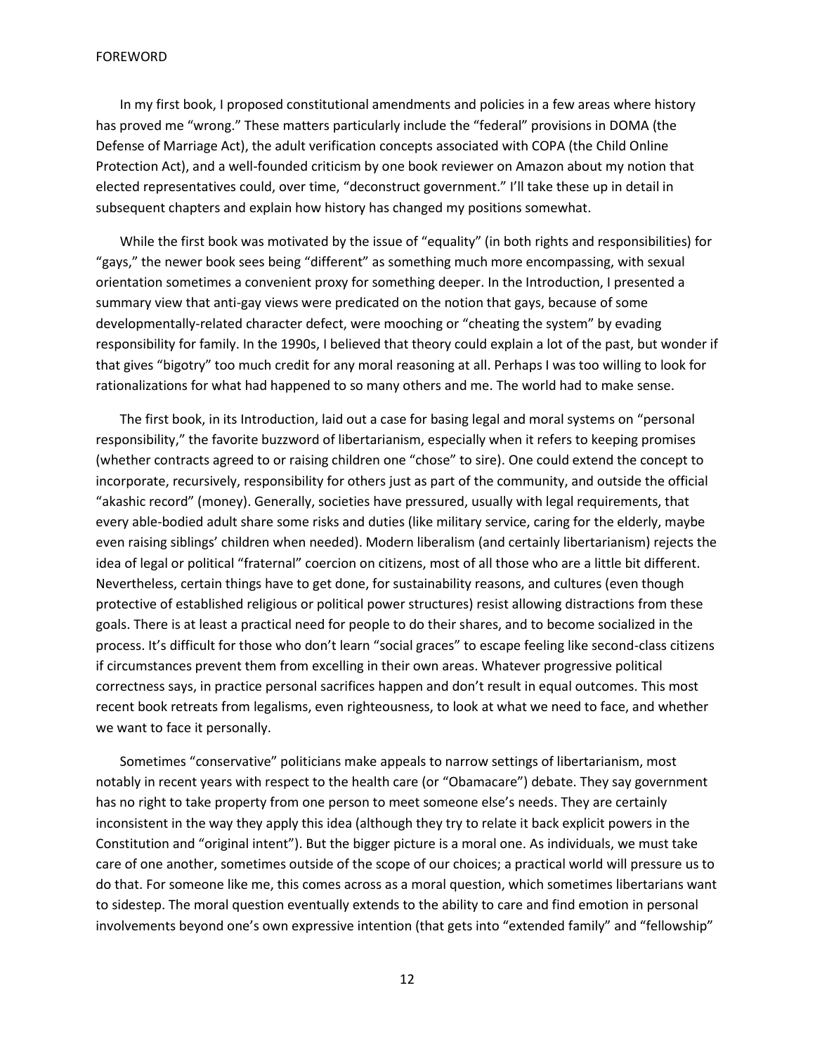In my first book, I proposed constitutional amendments and policies in a few areas where history has proved me "wrong." These matters particularly include the "federal" provisions in DOMA (the Defense of Marriage Act), the adult verification concepts associated with COPA (the Child Online Protection Act), and a well-founded criticism by one book reviewer on Amazon about my notion that elected representatives could, over time, "deconstruct government." I'll take these up in detail in subsequent chapters and explain how history has changed my positions somewhat.

While the first book was motivated by the issue of "equality" (in both rights and responsibilities) for "gays," the newer book sees being "different" as something much more encompassing, with sexual orientation sometimes a convenient proxy for something deeper. In the Introduction, I presented a summary view that anti-gay views were predicated on the notion that gays, because of some developmentally-related character defect, were mooching or "cheating the system" by evading responsibility for family. In the 1990s, I believed that theory could explain a lot of the past, but wonder if that gives "bigotry" too much credit for any moral reasoning at all. Perhaps I was too willing to look for rationalizations for what had happened to so many others and me. The world had to make sense.

The first book, in its Introduction, laid out a case for basing legal and moral systems on "personal responsibility," the favorite buzzword of libertarianism, especially when it refers to keeping promises (whether contracts agreed to or raising children one "chose" to sire). One could extend the concept to incorporate, recursively, responsibility for others just as part of the community, and outside the official "akashic record" (money). Generally, societies have pressured, usually with legal requirements, that every able-bodied adult share some risks and duties (like military service, caring for the elderly, maybe even raising siblings' children when needed). Modern liberalism (and certainly libertarianism) rejects the idea of legal or political "fraternal" coercion on citizens, most of all those who are a little bit different. Nevertheless, certain things have to get done, for sustainability reasons, and cultures (even though protective of established religious or political power structures) resist allowing distractions from these goals. There is at least a practical need for people to do their shares, and to become socialized in the process. It's difficult for those who don't learn "social graces" to escape feeling like second-class citizens if circumstances prevent them from excelling in their own areas. Whatever progressive political correctness says, in practice personal sacrifices happen and don't result in equal outcomes. This most recent book retreats from legalisms, even righteousness, to look at what we need to face, and whether we want to face it personally.

Sometimes "conservative" politicians make appeals to narrow settings of libertarianism, most notably in recent years with respect to the health care (or "Obamacare") debate. They say government has no right to take property from one person to meet someone else's needs. They are certainly inconsistent in the way they apply this idea (although they try to relate it back explicit powers in the Constitution and "original intent"). But the bigger picture is a moral one. As individuals, we must take care of one another, sometimes outside of the scope of our choices; a practical world will pressure us to do that. For someone like me, this comes across as a moral question, which sometimes libertarians want to sidestep. The moral question eventually extends to the ability to care and find emotion in personal involvements beyond one's own expressive intention (that gets into "extended family" and "fellowship"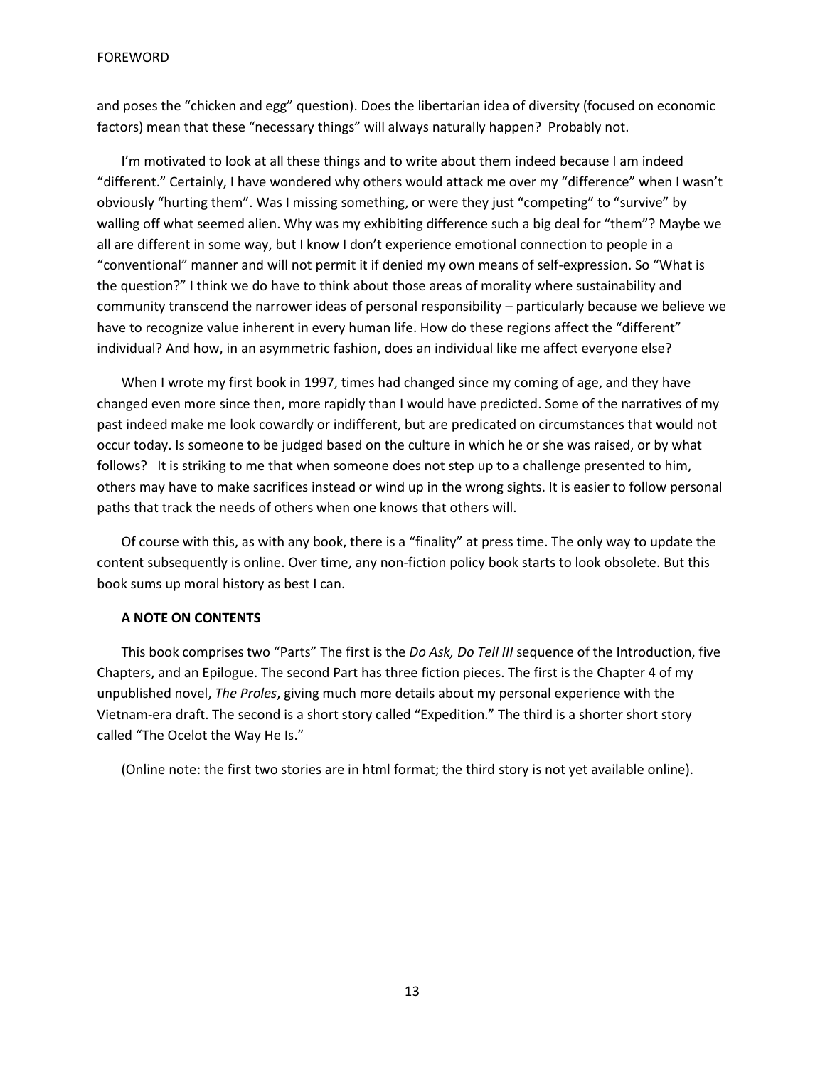and poses the "chicken and egg" question). Does the libertarian idea of diversity (focused on economic factors) mean that these "necessary things" will always naturally happen? Probably not.

I'm motivated to look at all these things and to write about them indeed because I am indeed "different." Certainly, I have wondered why others would attack me over my "difference" when I wasn't obviously "hurting them". Was I missing something, or were they just "competing" to "survive" by walling off what seemed alien. Why was my exhibiting difference such a big deal for "them"? Maybe we all are different in some way, but I know I don't experience emotional connection to people in a "conventional" manner and will not permit it if denied my own means of self-expression. So "What is the question?" I think we do have to think about those areas of morality where sustainability and community transcend the narrower ideas of personal responsibility – particularly because we believe we have to recognize value inherent in every human life. How do these regions affect the "different" individual? And how, in an asymmetric fashion, does an individual like me affect everyone else?

When I wrote my first book in 1997, times had changed since my coming of age, and they have changed even more since then, more rapidly than I would have predicted. Some of the narratives of my past indeed make me look cowardly or indifferent, but are predicated on circumstances that would not occur today. Is someone to be judged based on the culture in which he or she was raised, or by what follows? It is striking to me that when someone does not step up to a challenge presented to him, others may have to make sacrifices instead or wind up in the wrong sights. It is easier to follow personal paths that track the needs of others when one knows that others will.

Of course with this, as with any book, there is a "finality" at press time. The only way to update the content subsequently is online. Over time, any non-fiction policy book starts to look obsolete. But this book sums up moral history as best I can.

**A NOTE ON CONTENTS**

This book comprises two "Parts" The first is the *Do Ask, Do Tell III* sequence of the Introduction, five Chapters, and an Epilogue. The second Part has three fiction pieces. The first is the Chapter 4 of my unpublished novel, *The Proles*, giving much more details about my personal experience with the Vietnam-era draft. The second is a short story called "Expedition." The third is a shorter short story called "The Ocelot the Way He Is."

(Online note: the first two stories are in html format; the third story is not yet available online).